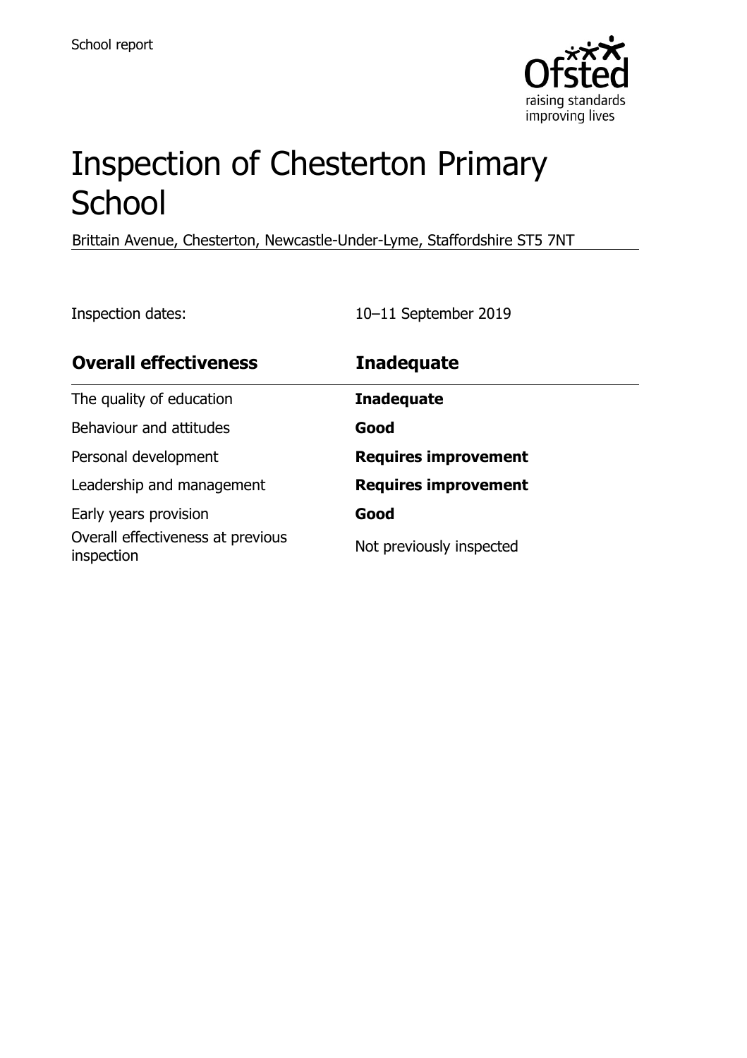School report

# Inspection of Chesterton Primary School

Brittain Avenue, Chesterton, Newcastle-Under-Lyme, Staffordshire ST5 7NT

Inspection dates: 10–11 September 2019

| **Overall effectiveness** | **Inadequate** |
| --- | --- |
| The quality of education | **Inadequate** |
| Behaviour and attitudes | **Good** |
| Personal development | **Requires improvement** |
| Leadership and management | **Requires improvement** |
| Early years provision | **Good** |
| Overall effectiveness at previous inspection | Not previously inspected |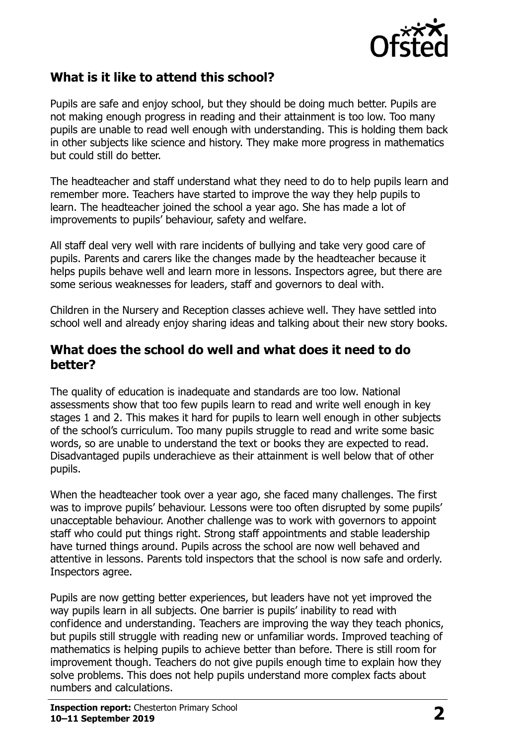## What is it like to attend this school?

Pupils are safe and enjoy school, but they should be doing much better. Pupils are not making enough progress in reading and their attainment is too low. Too many pupils are unable to read well enough with understanding. This is holding them back in other subjects like science and history. They make more progress in mathematics but could still do better.

The headteacher and staff understand what they need to do to help pupils learn and remember more. Teachers have started to improve the way they help pupils to learn. The headteacher joined the school a year ago. She has made a lot of improvements to pupils' behaviour, safety and welfare.

All staff deal very well with rare incidents of bullying and take very good care of pupils. Parents and carers like the changes made by the headteacher because it helps pupils behave well and learn more in lessons. Inspectors agree, but there are some serious weaknesses for leaders, staff and governors to deal with.

Children in the Nursery and Reception classes achieve well. They have settled into school well and already enjoy sharing ideas and talking about their new story books.

## What does the school do well and what does it need to do better?

The quality of education is inadequate and standards are too low. National assessments show that too few pupils learn to read and write well enough in key stages 1 and 2. This makes it hard for pupils to learn well enough in other subjects of the school's curriculum. Too many pupils struggle to read and write some basic words, so are unable to understand the text or books they are expected to read. Disadvantaged pupils underachieve as their attainment is well below that of other pupils.

When the headteacher took over a year ago, she faced many challenges. The first was to improve pupils' behaviour. Lessons were too often disrupted by some pupils' unacceptable behaviour. Another challenge was to work with governors to appoint staff who could put things right. Strong staff appointments and stable leadership have turned things around. Pupils across the school are now well behaved and attentive in lessons. Parents told inspectors that the school is now safe and orderly. Inspectors agree.

Pupils are now getting better experiences, but leaders have not yet improved the way pupils learn in all subjects. One barrier is pupils' inability to read with confidence and understanding. Teachers are improving the way they teach phonics, but pupils still struggle with reading new or unfamiliar words. Improved teaching of mathematics is helping pupils to achieve better than before. There is still room for improvement though. Teachers do not give pupils enough time to explain how they solve problems. This does not help pupils understand more complex facts about numbers and calculations.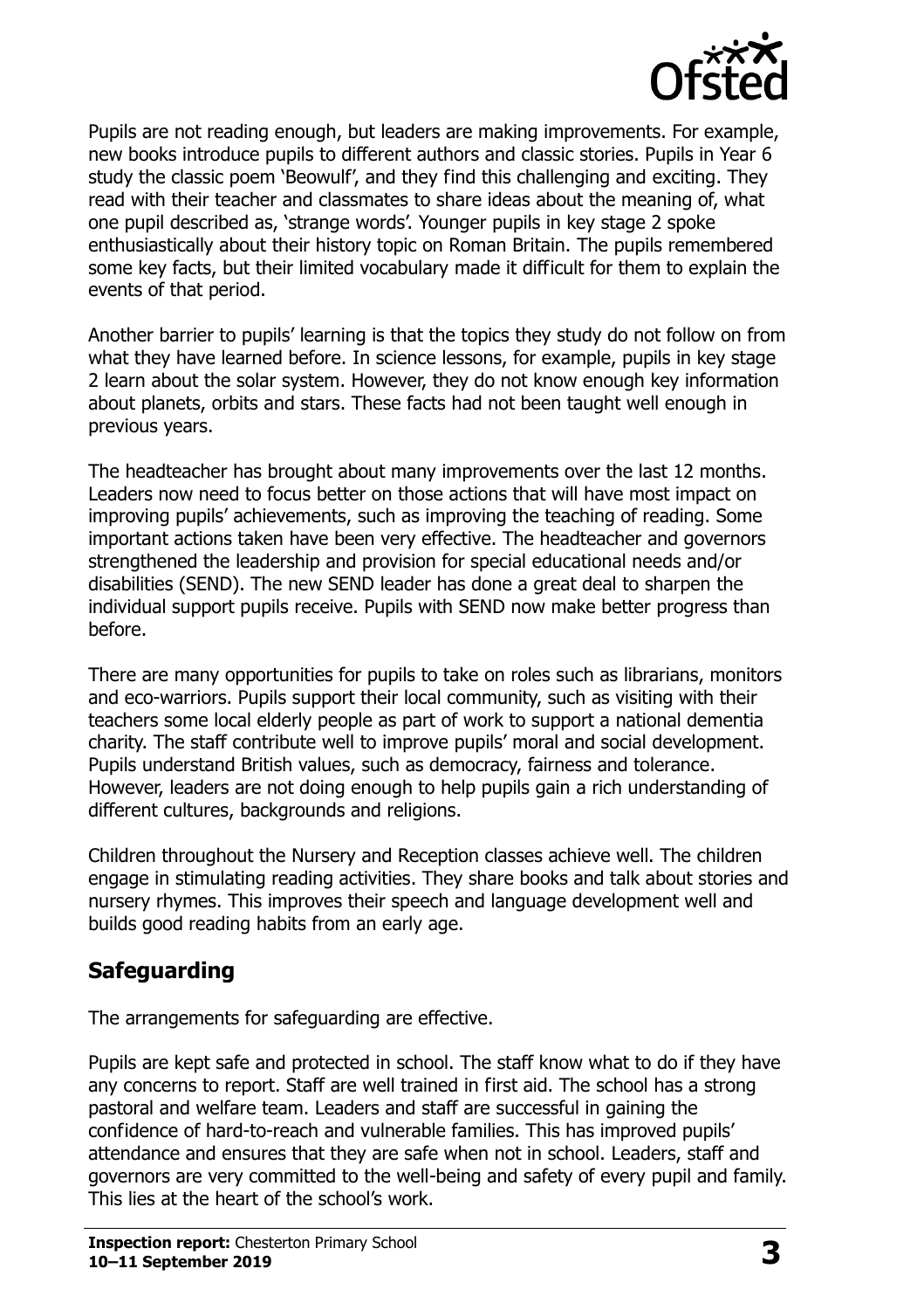Pupils are not reading enough, but leaders are making improvements. For example, new books introduce pupils to different authors and classic stories. Pupils in Year 6 study the classic poem 'Beowulf', and they find this challenging and exciting. They read with their teacher and classmates to share ideas about the meaning of, what one pupil described as, 'strange words'. Younger pupils in key stage 2 spoke enthusiastically about their history topic on Roman Britain. The pupils remembered some key facts, but their limited vocabulary made it difficult for them to explain the events of that period.

Another barrier to pupils' learning is that the topics they study do not follow on from what they have learned before. In science lessons, for example, pupils in key stage 2 learn about the solar system. However, they do not know enough key information about planets, orbits and stars. These facts had not been taught well enough in previous years.

The headteacher has brought about many improvements over the last 12 months. Leaders now need to focus better on those actions that will have most impact on improving pupils' achievements, such as improving the teaching of reading. Some important actions taken have been very effective. The headteacher and governors strengthened the leadership and provision for special educational needs and/or disabilities (SEND). The new SEND leader has done a great deal to sharpen the individual support pupils receive. Pupils with SEND now make better progress than before.

There are many opportunities for pupils to take on roles such as librarians, monitors and eco-warriors. Pupils support their local community, such as visiting with their teachers some local elderly people as part of work to support a national dementia charity. The staff contribute well to improve pupils' moral and social development. Pupils understand British values, such as democracy, fairness and tolerance. However, leaders are not doing enough to help pupils gain a rich understanding of different cultures, backgrounds and religions.

Children throughout the Nursery and Reception classes achieve well. The children engage in stimulating reading activities. They share books and talk about stories and nursery rhymes. This improves their speech and language development well and builds good reading habits from an early age.

## Safeguarding

The arrangements for safeguarding are effective.

Pupils are kept safe and protected in school. The staff know what to do if they have any concerns to report. Staff are well trained in first aid. The school has a strong pastoral and welfare team. Leaders and staff are successful in gaining the confidence of hard-to-reach and vulnerable families. This has improved pupils' attendance and ensures that they are safe when not in school. Leaders, staff and governors are very committed to the well-being and safety of every pupil and family. This lies at the heart of the school's work.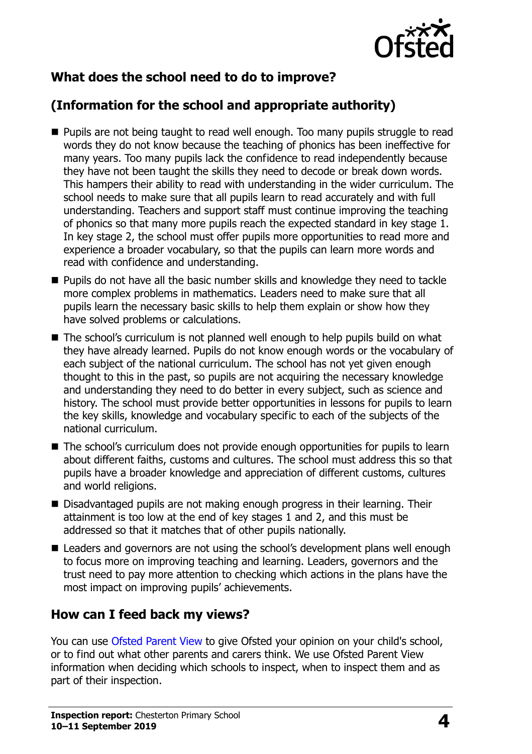## What does the school need to do to improve?

## (Information for the school and appropriate authority)

- Pupils are not being taught to read well enough. Too many pupils struggle to read words they do not know because the teaching of phonics has been ineffective for many years. Too many pupils lack the confidence to read independently because they have not been taught the skills they need to decode or break down words. This hampers their ability to read with understanding in the wider curriculum. The school needs to make sure that all pupils learn to read accurately and with full understanding. Teachers and support staff must continue improving the teaching of phonics so that many more pupils reach the expected standard in key stage 1. In key stage 2, the school must offer pupils more opportunities to read more and experience a broader vocabulary, so that the pupils can learn more words and read with confidence and understanding.
- Pupils do not have all the basic number skills and knowledge they need to tackle more complex problems in mathematics. Leaders need to make sure that all pupils learn the necessary basic skills to help them explain or show how they have solved problems or calculations.
- The school's curriculum is not planned well enough to help pupils build on what they have already learned. Pupils do not know enough words or the vocabulary of each subject of the national curriculum. The school has not yet given enough thought to this in the past, so pupils are not acquiring the necessary knowledge and understanding they need to do better in every subject, such as science and history. The school must provide better opportunities in lessons for pupils to learn the key skills, knowledge and vocabulary specific to each of the subjects of the national curriculum.
- The school's curriculum does not provide enough opportunities for pupils to learn about different faiths, customs and cultures. The school must address this so that pupils have a broader knowledge and appreciation of different customs, cultures and world religions.
- Disadvantaged pupils are not making enough progress in their learning. Their attainment is too low at the end of key stages 1 and 2, and this must be addressed so that it matches that of other pupils nationally.
- Leaders and governors are not using the school's development plans well enough to focus more on improving teaching and learning. Leaders, governors and the trust need to pay more attention to checking which actions in the plans have the most impact on improving pupils' achievements.

## How can I feed back my views?

You can use Ofsted Parent View to give Ofsted your opinion on your child's school, or to find out what other parents and carers think. We use Ofsted Parent View information when deciding which schools to inspect, when to inspect them and as part of their inspection.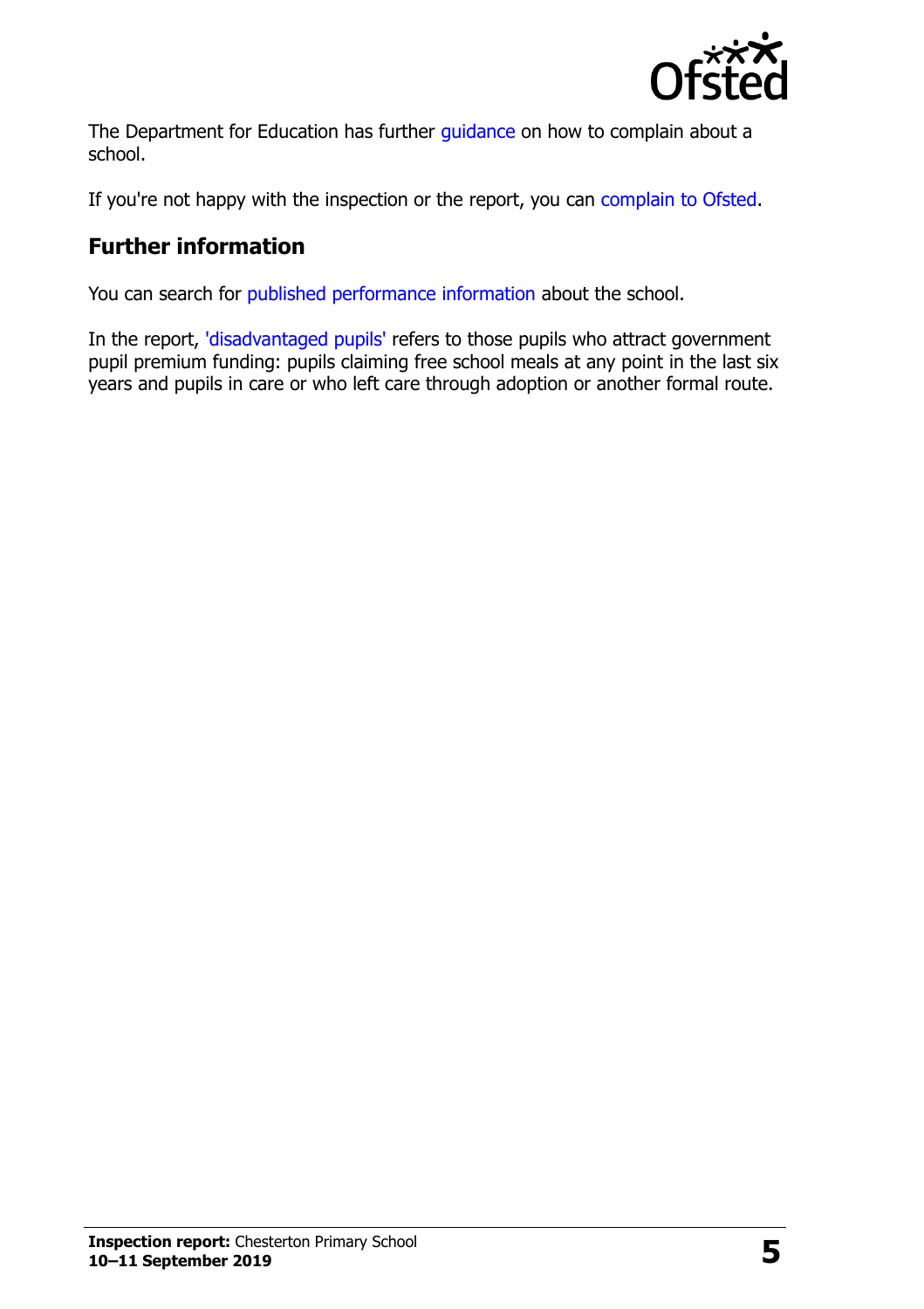The Department for Education has further guidance on how to complain about a school.

If you're not happy with the inspection or the report, you can complain to Ofsted.

## Further information

You can search for published performance information about the school.

In the report, 'disadvantaged pupils' refers to those pupils who attract government pupil premium funding: pupils claiming free school meals at any point in the last six years and pupils in care or who left care through adoption or another formal route.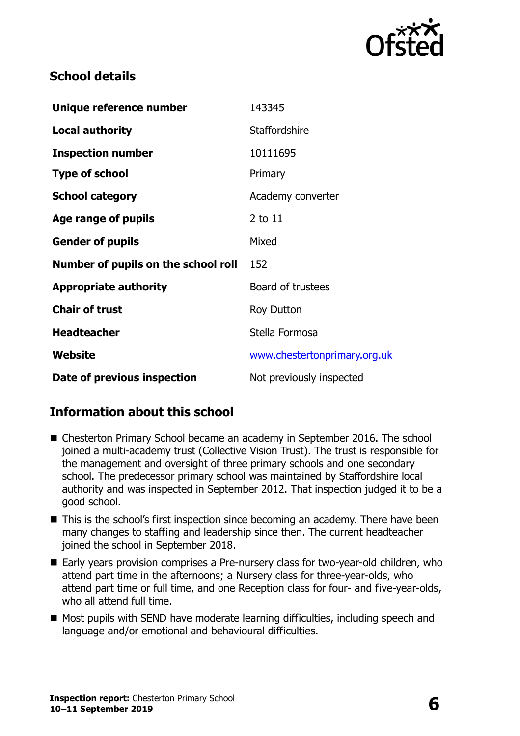## School details

| | |
|---|---|
| **Unique reference number** | 143345 |
| **Local authority** | Staffordshire |
| **Inspection number** | 10111695 |
| **Type of school** | Primary |
| **School category** | Academy converter |
| **Age range of pupils** | 2 to 11 |
| **Gender of pupils** | Mixed |
| **Number of pupils on the school roll** | 152 |
| **Appropriate authority** | Board of trustees |
| **Chair of trust** | Roy Dutton |
| **Headteacher** | Stella Formosa |
| **Website** | www.chestertonprimary.org.uk |
| **Date of previous inspection** | Not previously inspected |

## Information about this school

- Chesterton Primary School became an academy in September 2016. The school joined a multi-academy trust (Collective Vision Trust). The trust is responsible for the management and oversight of three primary schools and one secondary school. The predecessor primary school was maintained by Staffordshire local authority and was inspected in September 2012. That inspection judged it to be a good school.
- This is the school's first inspection since becoming an academy. There have been many changes to staffing and leadership since then. The current headteacher joined the school in September 2018.
- Early years provision comprises a Pre-nursery class for two-year-old children, who attend part time in the afternoons; a Nursery class for three-year-olds, who attend part time or full time, and one Reception class for four- and five-year-olds, who all attend full time.
- Most pupils with SEND have moderate learning difficulties, including speech and language and/or emotional and behavioural difficulties.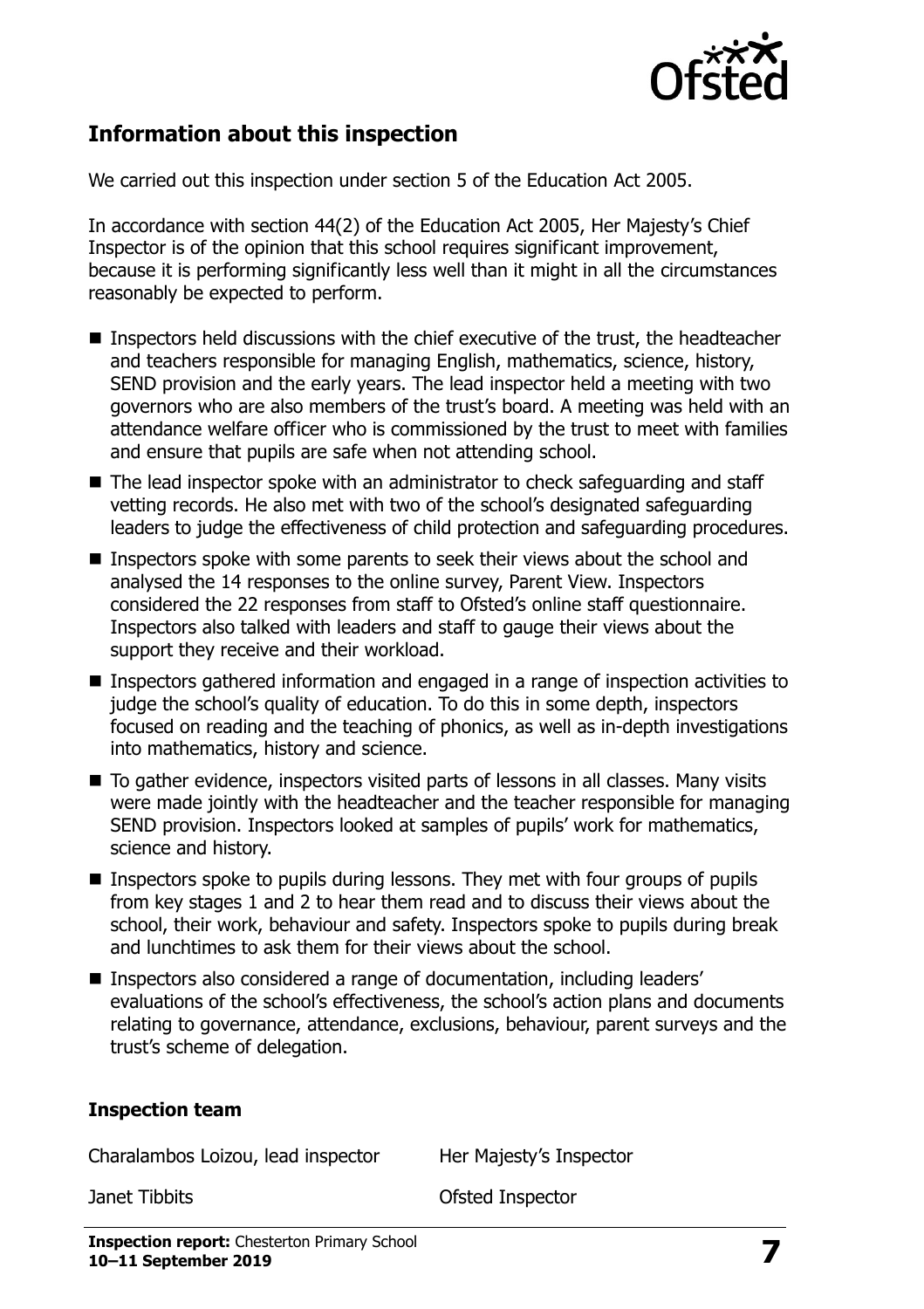## Information about this inspection

We carried out this inspection under section 5 of the Education Act 2005.

In accordance with section 44(2) of the Education Act 2005, Her Majesty's Chief Inspector is of the opinion that this school requires significant improvement, because it is performing significantly less well than it might in all the circumstances reasonably be expected to perform.

- Inspectors held discussions with the chief executive of the trust, the headteacher and teachers responsible for managing English, mathematics, science, history, SEND provision and the early years. The lead inspector held a meeting with two governors who are also members of the trust's board. A meeting was held with an attendance welfare officer who is commissioned by the trust to meet with families and ensure that pupils are safe when not attending school.
- The lead inspector spoke with an administrator to check safeguarding and staff vetting records. He also met with two of the school's designated safeguarding leaders to judge the effectiveness of child protection and safeguarding procedures.
- Inspectors spoke with some parents to seek their views about the school and analysed the 14 responses to the online survey, Parent View. Inspectors considered the 22 responses from staff to Ofsted's online staff questionnaire. Inspectors also talked with leaders and staff to gauge their views about the support they receive and their workload.
- Inspectors gathered information and engaged in a range of inspection activities to judge the school's quality of education. To do this in some depth, inspectors focused on reading and the teaching of phonics, as well as in-depth investigations into mathematics, history and science.
- To gather evidence, inspectors visited parts of lessons in all classes. Many visits were made jointly with the headteacher and the teacher responsible for managing SEND provision. Inspectors looked at samples of pupils' work for mathematics, science and history.
- Inspectors spoke to pupils during lessons. They met with four groups of pupils from key stages 1 and 2 to hear them read and to discuss their views about the school, their work, behaviour and safety. Inspectors spoke to pupils during break and lunchtimes to ask them for their views about the school.
- Inspectors also considered a range of documentation, including leaders' evaluations of the school's effectiveness, the school's action plans and documents relating to governance, attendance, exclusions, behaviour, parent surveys and the trust's scheme of delegation.

### Inspection team

| | |
|---|---|
| Charalambos Loizou, lead inspector | Her Majesty's Inspector |
| Janet Tibbits | Ofsted Inspector |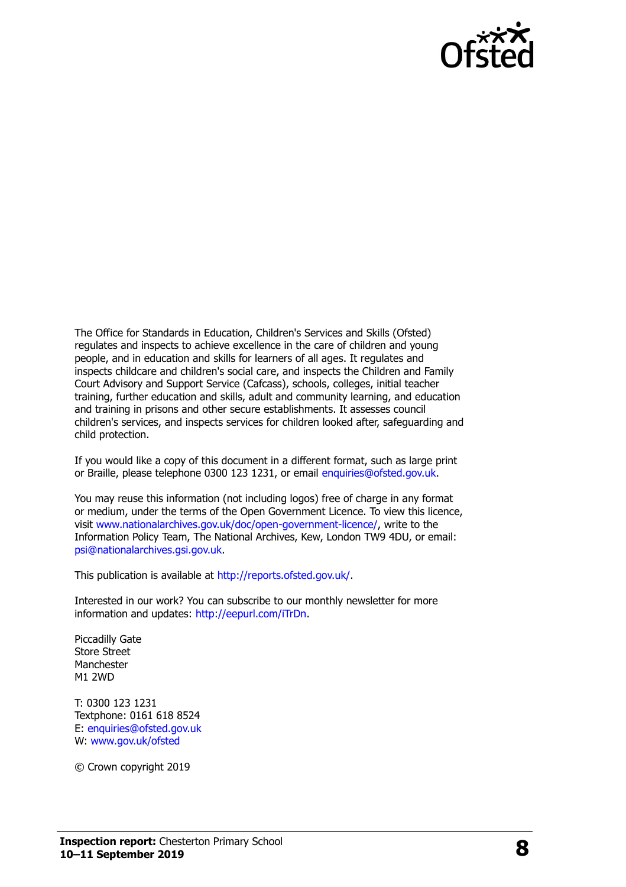The Office for Standards in Education, Children's Services and Skills (Ofsted) regulates and inspects to achieve excellence in the care of children and young people, and in education and skills for learners of all ages. It regulates and inspects childcare and children's social care, and inspects the Children and Family Court Advisory and Support Service (Cafcass), schools, colleges, initial teacher training, further education and skills, adult and community learning, and education and training in prisons and other secure establishments. It assesses council children's services, and inspects services for children looked after, safeguarding and child protection.

If you would like a copy of this document in a different format, such as large print or Braille, please telephone 0300 123 1231, or email enquiries@ofsted.gov.uk.

You may reuse this information (not including logos) free of charge in any format or medium, under the terms of the Open Government Licence. To view this licence, visit www.nationalarchives.gov.uk/doc/open-government-licence/, write to the Information Policy Team, The National Archives, Kew, London TW9 4DU, or email: psi@nationalarchives.gsi.gov.uk.

This publication is available at http://reports.ofsted.gov.uk/.

Interested in our work? You can subscribe to our monthly newsletter for more information and updates: http://eepurl.com/iTrDn.

Piccadilly Gate
Store Street
Manchester
M1 2WD

T: 0300 123 1231
Textphone: 0161 618 8524
E: enquiries@ofsted.gov.uk
W: www.gov.uk/ofsted

© Crown copyright 2019